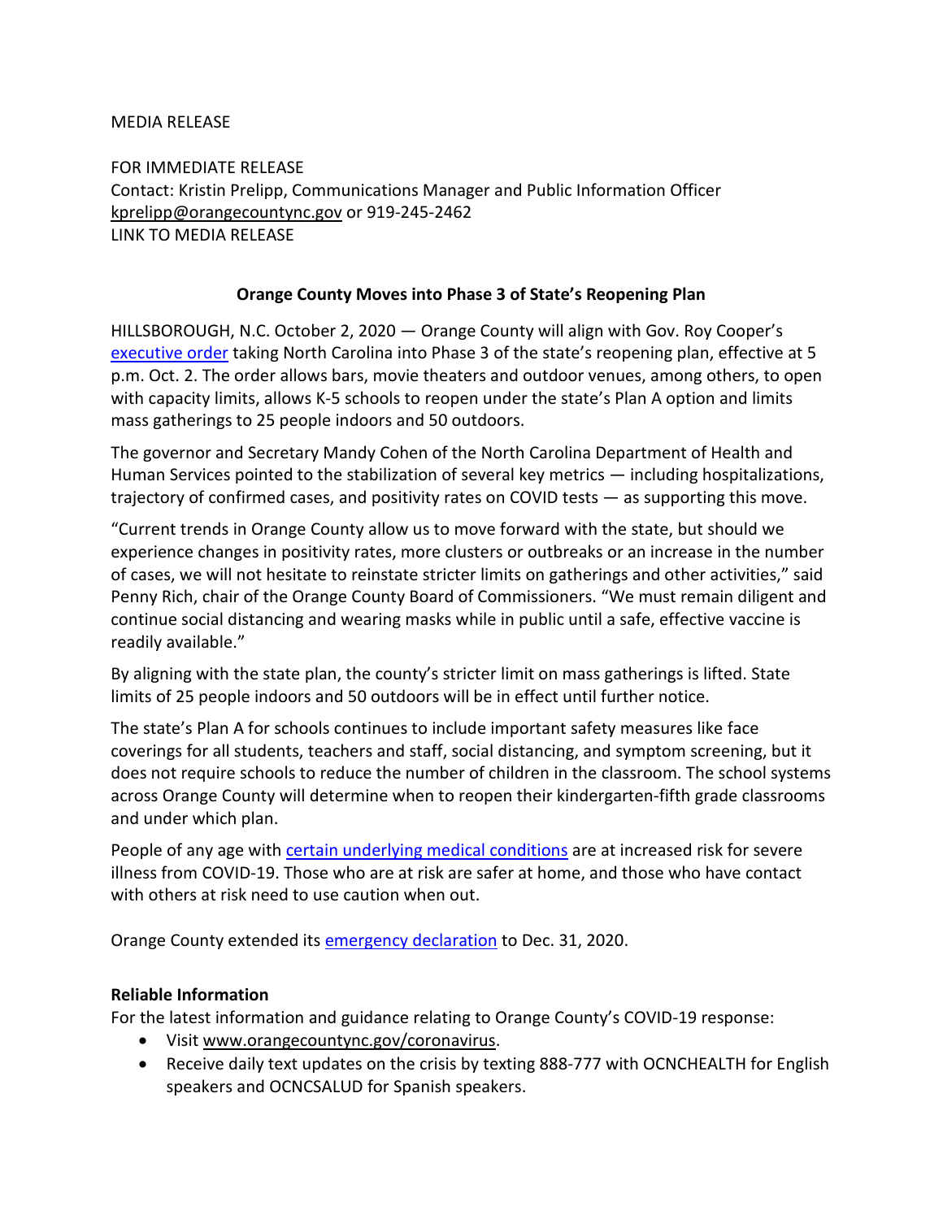MEDIA RELEASE

FOR IMMEDIATE RELEASE
Contact: Kristin Prelipp, Communications Manager and Public Information Officer
kprelipp@orangecountync.gov or 919-245-2462
LINK TO MEDIA RELEASE

**Orange County Moves into Phase 3 of State's Reopening Plan**

HILLSBOROUGH, N.C. October 2, 2020 — Orange County will align with Gov. Roy Cooper's executive order taking North Carolina into Phase 3 of the state's reopening plan, effective at 5 p.m. Oct. 2. The order allows bars, movie theaters and outdoor venues, among others, to open with capacity limits, allows K-5 schools to reopen under the state's Plan A option and limits mass gatherings to 25 people indoors and 50 outdoors.

The governor and Secretary Mandy Cohen of the North Carolina Department of Health and Human Services pointed to the stabilization of several key metrics — including hospitalizations, trajectory of confirmed cases, and positivity rates on COVID tests — as supporting this move.

"Current trends in Orange County allow us to move forward with the state, but should we experience changes in positivity rates, more clusters or outbreaks or an increase in the number of cases, we will not hesitate to reinstate stricter limits on gatherings and other activities," said Penny Rich, chair of the Orange County Board of Commissioners. "We must remain diligent and continue social distancing and wearing masks while in public until a safe, effective vaccine is readily available."

By aligning with the state plan, the county's stricter limit on mass gatherings is lifted. State limits of 25 people indoors and 50 outdoors will be in effect until further notice.

The state's Plan A for schools continues to include important safety measures like face coverings for all students, teachers and staff, social distancing, and symptom screening, but it does not require schools to reduce the number of children in the classroom. The school systems across Orange County will determine when to reopen their kindergarten-fifth grade classrooms and under which plan.

People of any age with certain underlying medical conditions are at increased risk for severe illness from COVID-19. Those who are at risk are safer at home, and those who have contact with others at risk need to use caution when out.

Orange County extended its emergency declaration to Dec. 31, 2020.

**Reliable Information**

For the latest information and guidance relating to Orange County's COVID-19 response:

- Visit www.orangecountync.gov/coronavirus.
- Receive daily text updates on the crisis by texting 888-777 with OCNCHEALTH for English speakers and OCNCSALUD for Spanish speakers.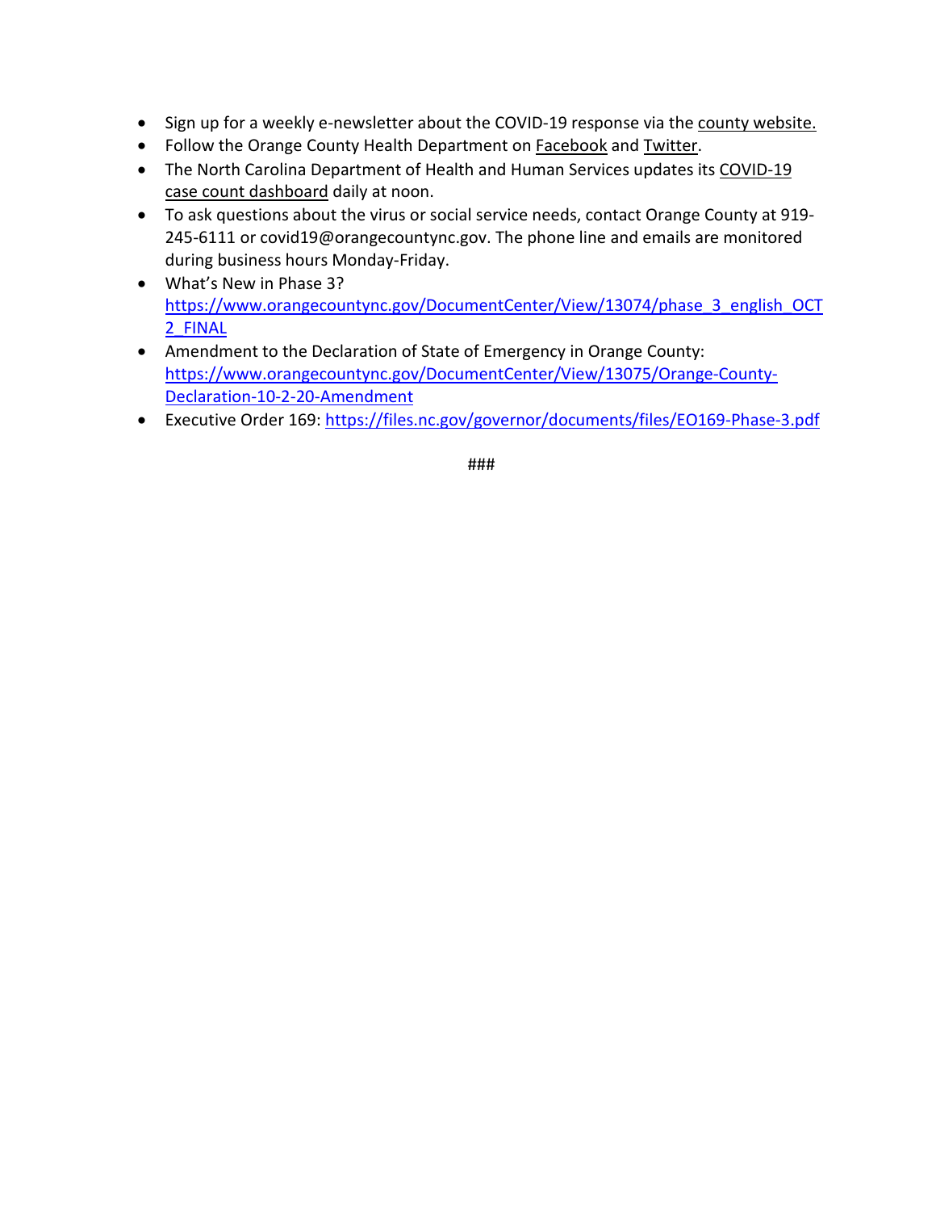- Sign up for a weekly e-newsletter about the COVID-19 response via the county website.
- Follow the Orange County Health Department on Facebook and Twitter.
- The North Carolina Department of Health and Human Services updates its COVID-19 case count dashboard daily at noon.
- To ask questions about the virus or social service needs, contact Orange County at 919-245-6111 or covid19@orangecountync.gov. The phone line and emails are monitored during business hours Monday-Friday.
- What's New in Phase 3? https://www.orangecountync.gov/DocumentCenter/View/13074/phase_3_english_OCT2_FINAL
- Amendment to the Declaration of State of Emergency in Orange County: https://www.orangecountync.gov/DocumentCenter/View/13075/Orange-County-Declaration-10-2-20-Amendment
- Executive Order 169: https://files.nc.gov/governor/documents/files/EO169-Phase-3.pdf

###